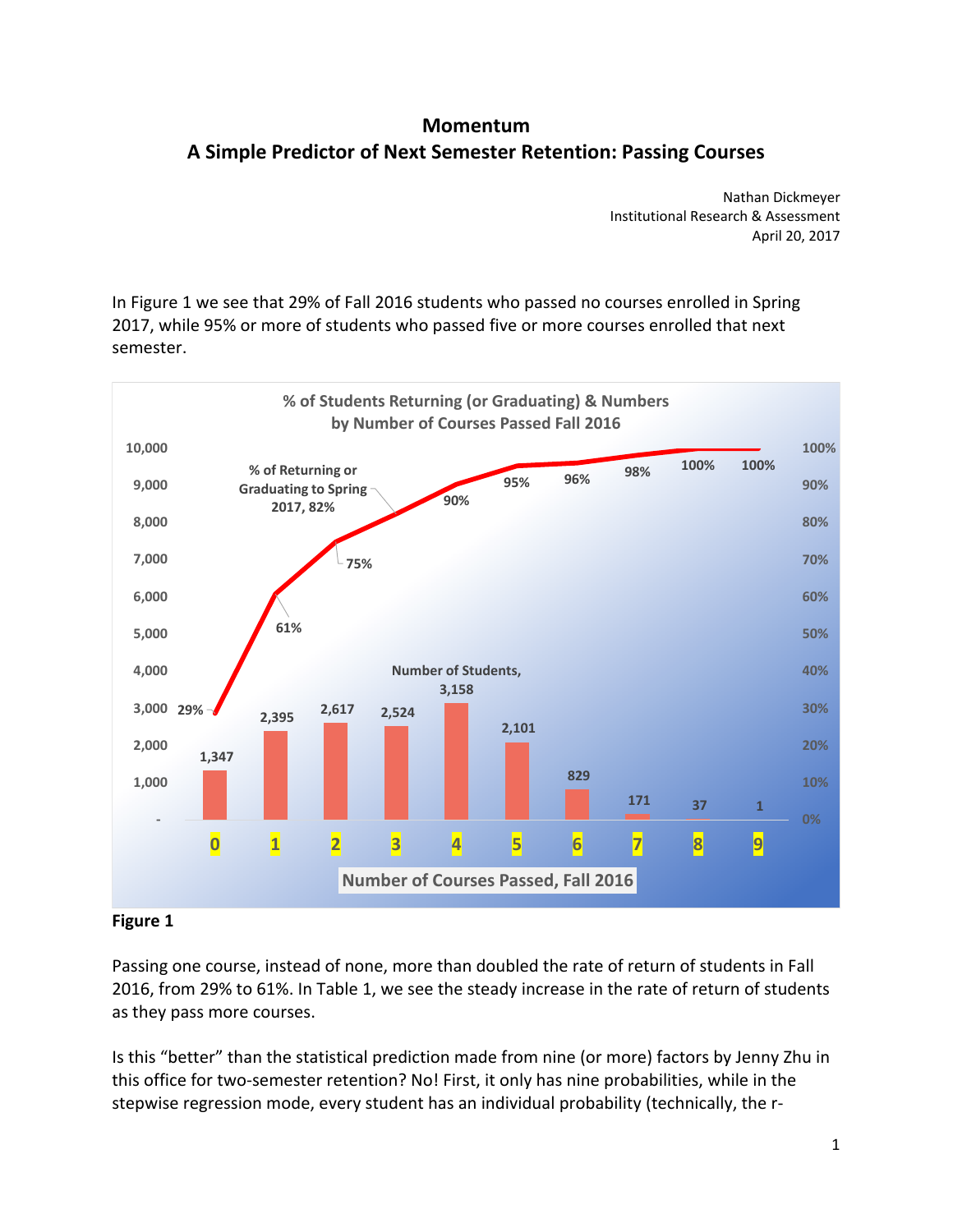# Momentum
## A Simple Predictor of Next Semester Retention: Passing Courses

Nathan Dickmeyer
Institutional Research & Assessment
April 20, 2017

In Figure 1 we see that 29% of Fall 2016 students who passed no courses enrolled in Spring 2017, while 95% or more of students who passed five or more courses enrolled that next semester.

**% of Students Returning (or Graduating) & Numbers by Number of Courses Passed Fall 2016**

| Number of Courses Passed, Fall 2016 | 0 | 1 | 2 | 3 | 4 | 5 | 6 | 7 | 8 | 9 |
|---|---|---|---|---|---|---|---|---|---|---|
| Number of Students | 1,347 | 2,395 | 2,617 | 2,524 | 3,158 | 2,101 | 829 | 171 | 37 | 1 |
| % of Returning or Graduating to Spring 2017 | 29% | 61% | 75% | 82% | 90% | 95% | 96% | 98% | 100% | 100% |

**Figure 1**

Passing one course, instead of none, more than doubled the rate of return of students in Fall 2016, from 29% to 61%. In Table 1, we see the steady increase in the rate of return of students as they pass more courses.

Is this "better" than the statistical prediction made from nine (or more) factors by Jenny Zhu in this office for two-semester retention? No! First, it only has nine probabilities, while in the stepwise regression mode, every student has an individual probability (technically, the r-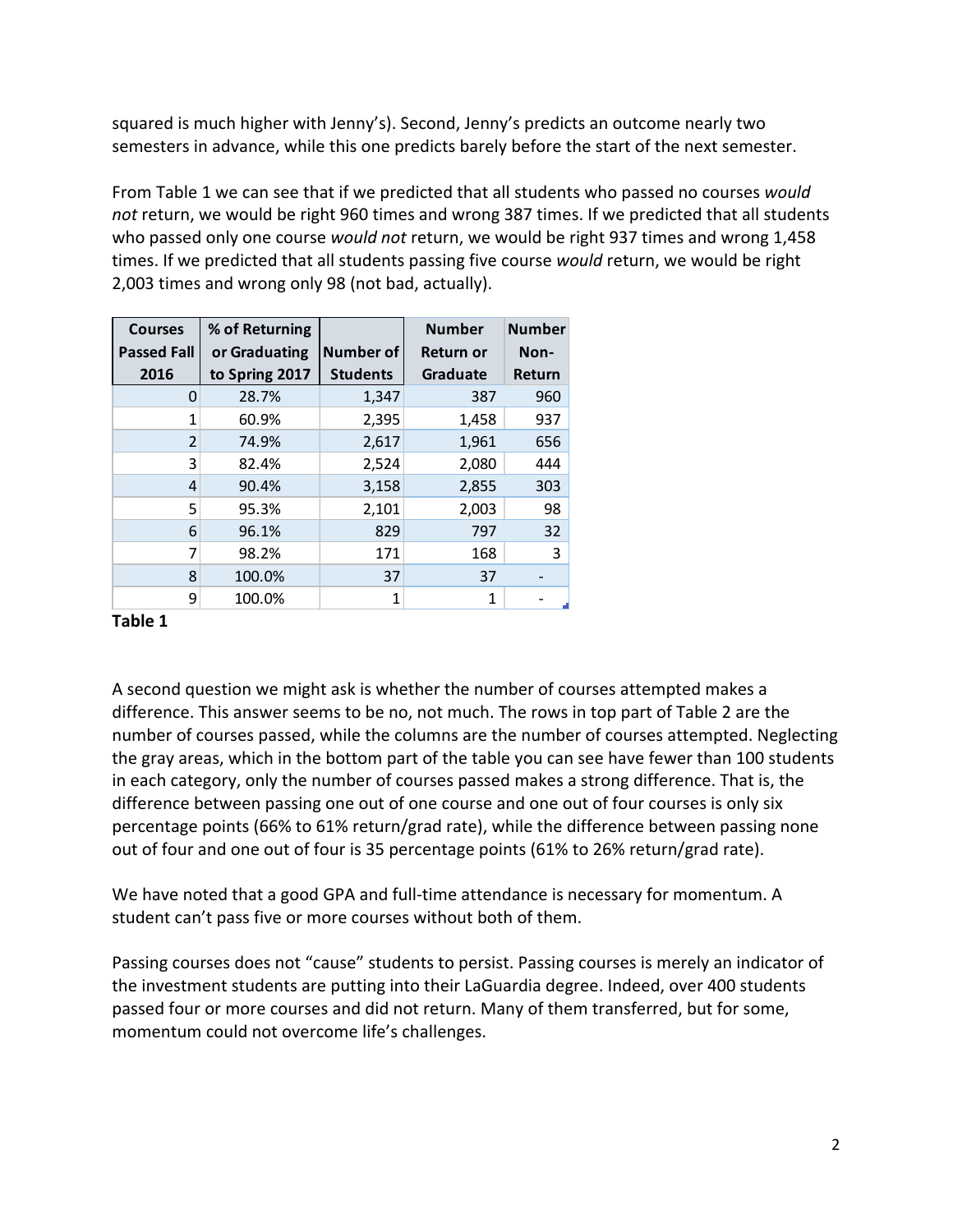squared is much higher with Jenny's). Second, Jenny's predicts an outcome nearly two semesters in advance, while this one predicts barely before the start of the next semester.

From Table 1 we can see that if we predicted that all students who passed no courses *would not* return, we would be right 960 times and wrong 387 times. If we predicted that all students who passed only one course *would not* return, we would be right 937 times and wrong 1,458 times. If we predicted that all students passing five course *would* return, we would be right 2,003 times and wrong only 98 (not bad, actually).

| Courses Passed Fall 2016 | % of Returning or Graduating to Spring 2017 | Number of Students | Number Return or Graduate | Number Non-Return |
|---|---|---|---|---|
| 0 | 28.7% | 1,347 | 387 | 960 |
| 1 | 60.9% | 2,395 | 1,458 | 937 |
| 2 | 74.9% | 2,617 | 1,961 | 656 |
| 3 | 82.4% | 2,524 | 2,080 | 444 |
| 4 | 90.4% | 3,158 | 2,855 | 303 |
| 5 | 95.3% | 2,101 | 2,003 | 98 |
| 6 | 96.1% | 829 | 797 | 32 |
| 7 | 98.2% | 171 | 168 | 3 |
| 8 | 100.0% | 37 | 37 | - |
| 9 | 100.0% | 1 | 1 | - |

**Table 1**

A second question we might ask is whether the number of courses attempted makes a difference. This answer seems to be no, not much. The rows in top part of Table 2 are the number of courses passed, while the columns are the number of courses attempted. Neglecting the gray areas, which in the bottom part of the table you can see have fewer than 100 students in each category, only the number of courses passed makes a strong difference. That is, the difference between passing one out of one course and one out of four courses is only six percentage points (66% to 61% return/grad rate), while the difference between passing none out of four and one out of four is 35 percentage points (61% to 26% return/grad rate).

We have noted that a good GPA and full-time attendance is necessary for momentum. A student can't pass five or more courses without both of them.

Passing courses does not "cause" students to persist. Passing courses is merely an indicator of the investment students are putting into their LaGuardia degree. Indeed, over 400 students passed four or more courses and did not return. Many of them transferred, but for some, momentum could not overcome life's challenges.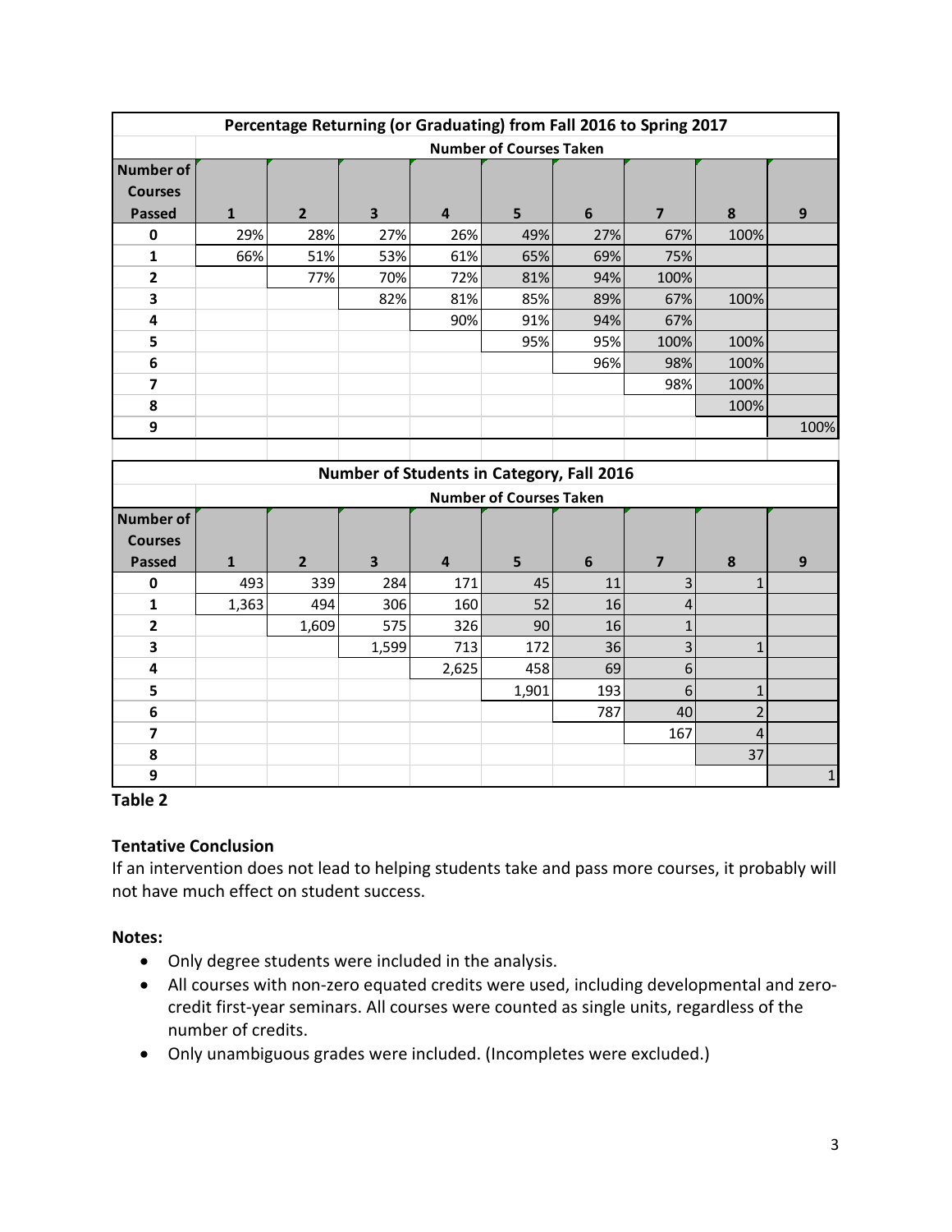| Percentage Returning (or Graduating) from Fall 2016 to Spring 2017 | | | | | | | | | |
|---|---|---|---|---|---|---|---|---|---|
| | Number of Courses Taken | | | | | | | | |
| Number of Courses Passed | 1 | 2 | 3 | 4 | 5 | 6 | 7 | 8 | 9 |
| 0 | 29% | 28% | 27% | 26% | 49% | 27% | 67% | 100% | |
| 1 | 66% | 51% | 53% | 61% | 65% | 69% | 75% | | |
| 2 | | 77% | 70% | 72% | 81% | 94% | 100% | | |
| 3 | | | 82% | 81% | 85% | 89% | 67% | 100% | |
| 4 | | | | 90% | 91% | 94% | 67% | | |
| 5 | | | | | 95% | 95% | 100% | 100% | |
| 6 | | | | | | 96% | 98% | 100% | |
| 7 | | | | | | | 98% | 100% | |
| 8 | | | | | | | | 100% | |
| 9 | | | | | | | | | 100% |

| Number of Students in Category, Fall 2016 | | | | | | | | | |
|---|---|---|---|---|---|---|---|---|---|
| | Number of Courses Taken | | | | | | | | |
| Number of Courses Passed | 1 | 2 | 3 | 4 | 5 | 6 | 7 | 8 | 9 |
| 0 | 493 | 339 | 284 | 171 | 45 | 11 | 3 | 1 | |
| 1 | 1,363 | 494 | 306 | 160 | 52 | 16 | 4 | | |
| 2 | | 1,609 | 575 | 326 | 90 | 16 | 1 | | |
| 3 | | | 1,599 | 713 | 172 | 36 | 3 | 1 | |
| 4 | | | | 2,625 | 458 | 69 | 6 | | |
| 5 | | | | | 1,901 | 193 | 6 | 1 | |
| 6 | | | | | | 787 | 40 | 2 | |
| 7 | | | | | | | 167 | 4 | |
| 8 | | | | | | | | 37 | |
| 9 | | | | | | | | | 1 |

**Table 2**

### Tentative Conclusion

If an intervention does not lead to helping students take and pass more courses, it probably will not have much effect on student success.

### Notes:

- Only degree students were included in the analysis.
- All courses with non-zero equated credits were used, including developmental and zero-credit first-year seminars. All courses were counted as single units, regardless of the number of credits.
- Only unambiguous grades were included. (Incompletes were excluded.)